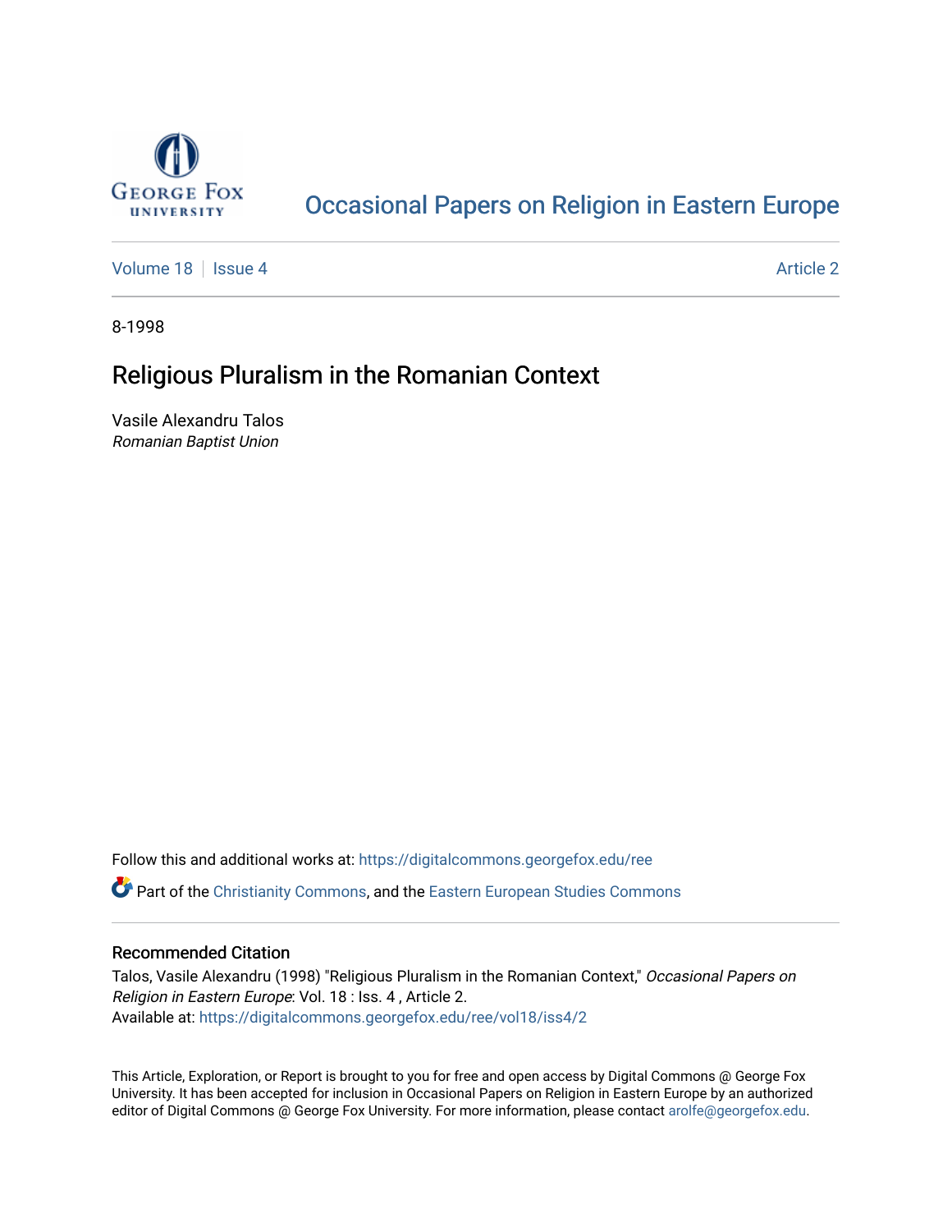# Occasional Papers on Religion in Eastern Europe

Volume 18 | Issue 4 Article 2

8-1998

## Religious Pluralism in the Romanian Context

Vasile Alexandru Talos
*Romanian Baptist Union*

Follow this and additional works at: https://digitalcommons.georgefox.edu/ree

Part of the Christianity Commons, and the Eastern European Studies Commons

### Recommended Citation

Talos, Vasile Alexandru (1998) "Religious Pluralism in the Romanian Context," *Occasional Papers on Religion in Eastern Europe*: Vol. 18 : Iss. 4 , Article 2.
Available at: https://digitalcommons.georgefox.edu/ree/vol18/iss4/2

This Article, Exploration, or Report is brought to you for free and open access by Digital Commons @ George Fox University. It has been accepted for inclusion in Occasional Papers on Religion in Eastern Europe by an authorized editor of Digital Commons @ George Fox University. For more information, please contact arolfe@georgefox.edu.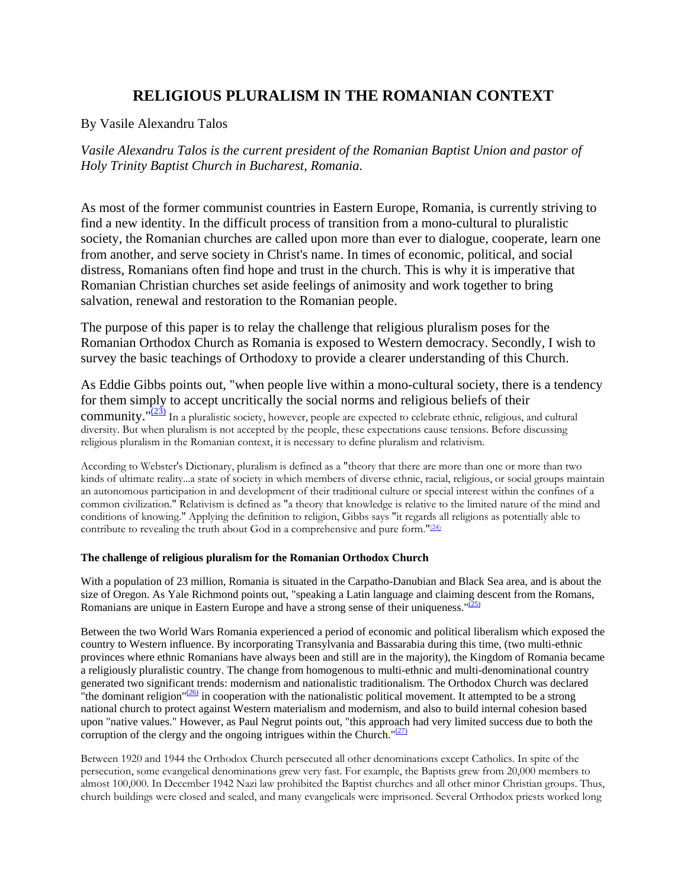# RELIGIOUS PLURALISM IN THE ROMANIAN CONTEXT

By Vasile Alexandru Talos

*Vasile Alexandru Talos is the current president of the Romanian Baptist Union and pastor of Holy Trinity Baptist Church in Bucharest, Romania.*

As most of the former communist countries in Eastern Europe, Romania, is currently striving to find a new identity. In the difficult process of transition from a mono-cultural to pluralistic society, the Romanian churches are called upon more than ever to dialogue, cooperate, learn one from another, and serve society in Christ's name. In times of economic, political, and social distress, Romanians often find hope and trust in the church. This is why it is imperative that Romanian Christian churches set aside feelings of animosity and work together to bring salvation, renewal and restoration to the Romanian people.

The purpose of this paper is to relay the challenge that religious pluralism poses for the Romanian Orthodox Church as Romania is exposed to Western democracy. Secondly, I wish to survey the basic teachings of Orthodoxy to provide a clearer understanding of this Church.

As Eddie Gibbs points out, "when people live within a mono-cultural society, there is a tendency for them simply to accept uncritically the social norms and religious beliefs of their community."[23] In a pluralistic society, however, people are expected to celebrate ethnic, religious, and cultural diversity. But when pluralism is not accepted by the people, these expectations cause tensions. Before discussing religious pluralism in the Romanian context, it is necessary to define pluralism and relativism.

According to Webster's Dictionary, pluralism is defined as a "theory that there are more than one or more than two kinds of ultimate reality...a state of society in which members of diverse ethnic, racial, religious, or social groups maintain an autonomous participation in and development of their traditional culture or special interest within the confines of a common civilization." Relativism is defined as "a theory that knowledge is relative to the limited nature of the mind and conditions of knowing." Applying the definition to religion, Gibbs says "it regards all religions as potentially able to contribute to revealing the truth about God in a comprehensive and pure form."[24]

#### The challenge of religious pluralism for the Romanian Orthodox Church

With a population of 23 million, Romania is situated in the Carpatho-Danubian and Black Sea area, and is about the size of Oregon. As Yale Richmond points out, "speaking a Latin language and claiming descent from the Romans, Romanians are unique in Eastern Europe and have a strong sense of their uniqueness."[25]

Between the two World Wars Romania experienced a period of economic and political liberalism which exposed the country to Western influence. By incorporating Transylvania and Bassarabia during this time, (two multi-ethnic provinces where ethnic Romanians have always been and still are in the majority), the Kingdom of Romania became a religiously pluralistic country. The change from homogenous to multi-ethnic and multi-denominational country generated two significant trends: modernism and nationalistic traditionalism. The Orthodox Church was declared "the dominant religion"[26] in cooperation with the nationalistic political movement. It attempted to be a strong national church to protect against Western materialism and modernism, and also to build internal cohesion based upon "native values." However, as Paul Negrut points out, "this approach had very limited success due to both the corruption of the clergy and the ongoing intrigues within the Church."[27]

Between 1920 and 1944 the Orthodox Church persecuted all other denominations except Catholics. In spite of the persecution, some evangelical denominations grew very fast. For example, the Baptists grew from 20,000 members to almost 100,000. In December 1942 Nazi law prohibited the Baptist churches and all other minor Christian groups. Thus, church buildings were closed and sealed, and many evangelicals were imprisoned. Several Orthodox priests worked long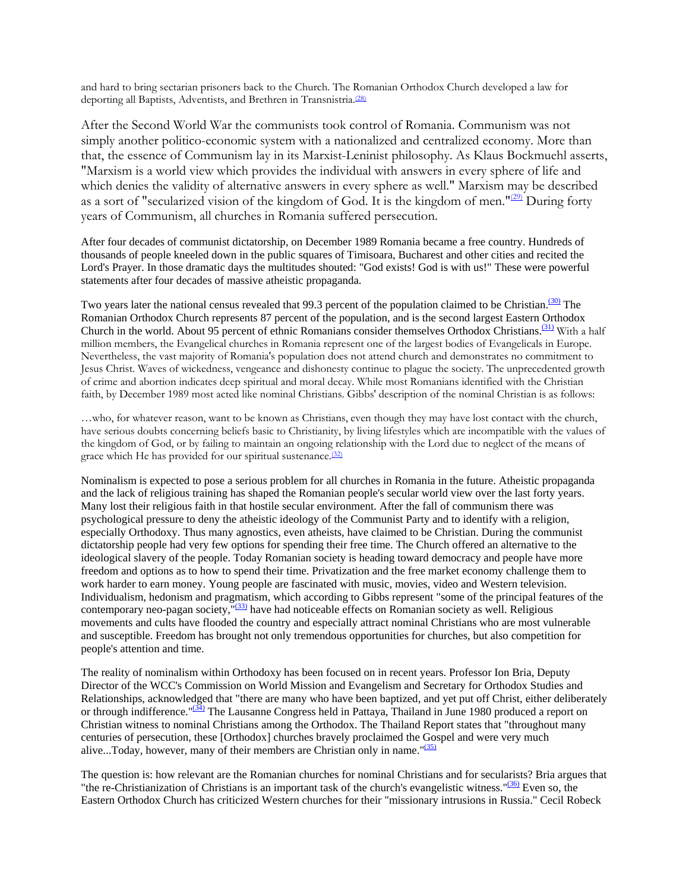and hard to bring sectarian prisoners back to the Church. The Romanian Orthodox Church developed a law for deporting all Baptists, Adventists, and Brethren in Transnistria.[28]

After the Second World War the communists took control of Romania. Communism was not simply another politico-economic system with a nationalized and centralized economy. More than that, the essence of Communism lay in its Marxist-Leninist philosophy. As Klaus Bockmuehl asserts, "Marxism is a world view which provides the individual with answers in every sphere of life and which denies the validity of alternative answers in every sphere as well." Marxism may be described as a sort of "secularized vision of the kingdom of God. It is the kingdom of men."[29] During forty years of Communism, all churches in Romania suffered persecution.

After four decades of communist dictatorship, on December 1989 Romania became a free country. Hundreds of thousands of people kneeled down in the public squares of Timisoara, Bucharest and other cities and recited the Lord's Prayer. In those dramatic days the multitudes shouted: "God exists! God is with us!" These were powerful statements after four decades of massive atheistic propaganda.

Two years later the national census revealed that 99.3 percent of the population claimed to be Christian.[30] The Romanian Orthodox Church represents 87 percent of the population, and is the second largest Eastern Orthodox Church in the world. About 95 percent of ethnic Romanians consider themselves Orthodox Christians.[31] With a half million members, the Evangelical churches in Romania represent one of the largest bodies of Evangelicals in Europe. Nevertheless, the vast majority of Romania's population does not attend church and demonstrates no commitment to Jesus Christ. Waves of wickedness, vengeance and dishonesty continue to plague the society. The unprecedented growth of crime and abortion indicates deep spiritual and moral decay. While most Romanians identified with the Christian faith, by December 1989 most acted like nominal Christians. Gibbs' description of the nominal Christian is as follows:

…who, for whatever reason, want to be known as Christians, even though they may have lost contact with the church, have serious doubts concerning beliefs basic to Christianity, by living lifestyles which are incompatible with the values of the kingdom of God, or by failing to maintain an ongoing relationship with the Lord due to neglect of the means of grace which He has provided for our spiritual sustenance.[32]

Nominalism is expected to pose a serious problem for all churches in Romania in the future. Atheistic propaganda and the lack of religious training has shaped the Romanian people's secular world view over the last forty years. Many lost their religious faith in that hostile secular environment. After the fall of communism there was psychological pressure to deny the atheistic ideology of the Communist Party and to identify with a religion, especially Orthodoxy. Thus many agnostics, even atheists, have claimed to be Christian. During the communist dictatorship people had very few options for spending their free time. The Church offered an alternative to the ideological slavery of the people. Today Romanian society is heading toward democracy and people have more freedom and options as to how to spend their time. Privatization and the free market economy challenge them to work harder to earn money. Young people are fascinated with music, movies, video and Western television. Individualism, hedonism and pragmatism, which according to Gibbs represent "some of the principal features of the contemporary neo-pagan society,"[33] have had noticeable effects on Romanian society as well. Religious movements and cults have flooded the country and especially attract nominal Christians who are most vulnerable and susceptible. Freedom has brought not only tremendous opportunities for churches, but also competition for people's attention and time.

The reality of nominalism within Orthodoxy has been focused on in recent years. Professor Ion Bria, Deputy Director of the WCC's Commission on World Mission and Evangelism and Secretary for Orthodox Studies and Relationships, acknowledged that "there are many who have been baptized, and yet put off Christ, either deliberately or through indifference."[34] The Lausanne Congress held in Pattaya, Thailand in June 1980 produced a report on Christian witness to nominal Christians among the Orthodox. The Thailand Report states that "throughout many centuries of persecution, these [Orthodox] churches bravely proclaimed the Gospel and were very much alive...Today, however, many of their members are Christian only in name."[35]

The question is: how relevant are the Romanian churches for nominal Christians and for secularists? Bria argues that "the re-Christianization of Christians is an important task of the church's evangelistic witness."[36] Even so, the Eastern Orthodox Church has criticized Western churches for their "missionary intrusions in Russia." Cecil Robeck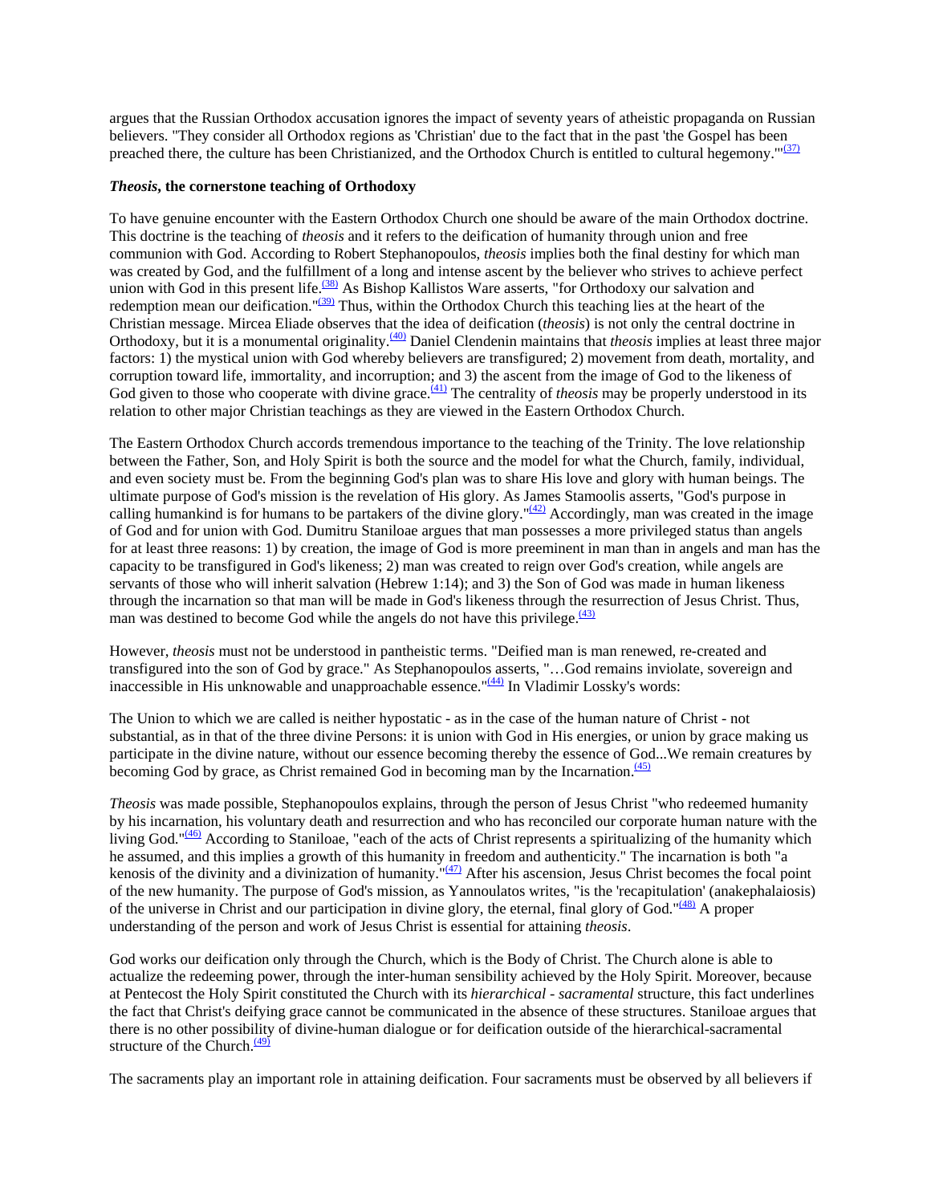argues that the Russian Orthodox accusation ignores the impact of seventy years of atheistic propaganda on Russian believers. "They consider all Orthodox regions as 'Christian' due to the fact that in the past 'the Gospel has been preached there, the culture has been Christianized, and the Orthodox Church is entitled to cultural hegemony.'"[(37)]

### *Theosis*, the cornerstone teaching of Orthodoxy

To have genuine encounter with the Eastern Orthodox Church one should be aware of the main Orthodox doctrine. This doctrine is the teaching of *theosis* and it refers to the deification of humanity through union and free communion with God. According to Robert Stephanopoulos, *theosis* implies both the final destiny for which man was created by God, and the fulfillment of a long and intense ascent by the believer who strives to achieve perfect union with God in this present life.[(38)] As Bishop Kallistos Ware asserts, "for Orthodoxy our salvation and redemption mean our deification."[(39)] Thus, within the Orthodox Church this teaching lies at the heart of the Christian message. Mircea Eliade observes that the idea of deification (*theosis*) is not only the central doctrine in Orthodoxy, but it is a monumental originality.[(40)] Daniel Clendenin maintains that *theosis* implies at least three major factors: 1) the mystical union with God whereby believers are transfigured; 2) movement from death, mortality, and corruption toward life, immortality, and incorruption; and 3) the ascent from the image of God to the likeness of God given to those who cooperate with divine grace.[(41)] The centrality of *theosis* may be properly understood in its relation to other major Christian teachings as they are viewed in the Eastern Orthodox Church.

The Eastern Orthodox Church accords tremendous importance to the teaching of the Trinity. The love relationship between the Father, Son, and Holy Spirit is both the source and the model for what the Church, family, individual, and even society must be. From the beginning God's plan was to share His love and glory with human beings. The ultimate purpose of God's mission is the revelation of His glory. As James Stamoolis asserts, "God's purpose in calling humankind is for humans to be partakers of the divine glory."[(42)] Accordingly, man was created in the image of God and for union with God. Dumitru Staniloae argues that man possesses a more privileged status than angels for at least three reasons: 1) by creation, the image of God is more preeminent in man than in angels and man has the capacity to be transfigured in God's likeness; 2) man was created to reign over God's creation, while angels are servants of those who will inherit salvation (Hebrew 1:14); and 3) the Son of God was made in human likeness through the incarnation so that man will be made in God's likeness through the resurrection of Jesus Christ. Thus, man was destined to become God while the angels do not have this privilege.[(43)]

However, *theosis* must not be understood in pantheistic terms. "Deified man is man renewed, re-created and transfigured into the son of God by grace." As Stephanopoulos asserts, "…God remains inviolate, sovereign and inaccessible in His unknowable and unapproachable essence."[(44)] In Vladimir Lossky's words:

The Union to which we are called is neither hypostatic - as in the case of the human nature of Christ - not substantial, as in that of the three divine Persons: it is union with God in His energies, or union by grace making us participate in the divine nature, without our essence becoming thereby the essence of God...We remain creatures by becoming God by grace, as Christ remained God in becoming man by the Incarnation.[(45)]

*Theosis* was made possible, Stephanopoulos explains, through the person of Jesus Christ "who redeemed humanity by his incarnation, his voluntary death and resurrection and who has reconciled our corporate human nature with the living God."[(46)] According to Staniloae, "each of the acts of Christ represents a spiritualizing of the humanity which he assumed, and this implies a growth of this humanity in freedom and authenticity." The incarnation is both "a kenosis of the divinity and a divinization of humanity."[(47)] After his ascension, Jesus Christ becomes the focal point of the new humanity. The purpose of God's mission, as Yannoulatos writes, "is the 'recapitulation' (anakephalaiosis) of the universe in Christ and our participation in divine glory, the eternal, final glory of God."[(48)] A proper understanding of the person and work of Jesus Christ is essential for attaining *theosis*.

God works our deification only through the Church, which is the Body of Christ. The Church alone is able to actualize the redeeming power, through the inter-human sensibility achieved by the Holy Spirit. Moreover, because at Pentecost the Holy Spirit constituted the Church with its *hierarchical - sacramental* structure, this fact underlines the fact that Christ's deifying grace cannot be communicated in the absence of these structures. Staniloae argues that there is no other possibility of divine-human dialogue or for deification outside of the hierarchical-sacramental structure of the Church.[(49)]

The sacraments play an important role in attaining deification. Four sacraments must be observed by all believers if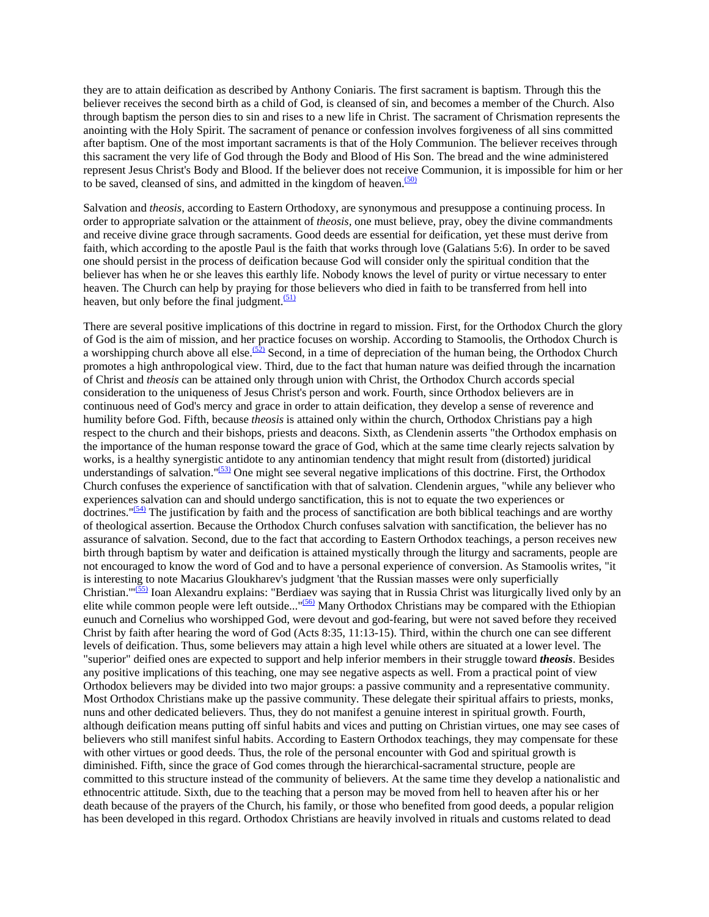they are to attain deification as described by Anthony Coniaris. The first sacrament is baptism. Through this the believer receives the second birth as a child of God, is cleansed of sin, and becomes a member of the Church. Also through baptism the person dies to sin and rises to a new life in Christ. The sacrament of Chrismation represents the anointing with the Holy Spirit. The sacrament of penance or confession involves forgiveness of all sins committed after baptism. One of the most important sacraments is that of the Holy Communion. The believer receives through this sacrament the very life of God through the Body and Blood of His Son. The bread and the wine administered represent Jesus Christ's Body and Blood. If the believer does not receive Communion, it is impossible for him or her to be saved, cleansed of sins, and admitted in the kingdom of heaven.[(50)]

Salvation and *theosis*, according to Eastern Orthodoxy, are synonymous and presuppose a continuing process. In order to appropriate salvation or the attainment of *theosis*, one must believe, pray, obey the divine commandments and receive divine grace through sacraments. Good deeds are essential for deification, yet these must derive from faith, which according to the apostle Paul is the faith that works through love (Galatians 5:6). In order to be saved one should persist in the process of deification because God will consider only the spiritual condition that the believer has when he or she leaves this earthly life. Nobody knows the level of purity or virtue necessary to enter heaven. The Church can help by praying for those believers who died in faith to be transferred from hell into heaven, but only before the final judgment.[(51)]

There are several positive implications of this doctrine in regard to mission. First, for the Orthodox Church the glory of God is the aim of mission, and her practice focuses on worship. According to Stamoolis, the Orthodox Church is a worshipping church above all else.[(52)] Second, in a time of depreciation of the human being, the Orthodox Church promotes a high anthropological view. Third, due to the fact that human nature was deified through the incarnation of Christ and *theosis* can be attained only through union with Christ, the Orthodox Church accords special consideration to the uniqueness of Jesus Christ's person and work. Fourth, since Orthodox believers are in continuous need of God's mercy and grace in order to attain deification, they develop a sense of reverence and humility before God. Fifth, because *theosis* is attained only within the church, Orthodox Christians pay a high respect to the church and their bishops, priests and deacons. Sixth, as Clendenin asserts "the Orthodox emphasis on the importance of the human response toward the grace of God, which at the same time clearly rejects salvation by works, is a healthy synergistic antidote to any antinomian tendency that might result from (distorted) juridical understandings of salvation."[(53)] One might see several negative implications of this doctrine. First, the Orthodox Church confuses the experience of sanctification with that of salvation. Clendenin argues, "while any believer who experiences salvation can and should undergo sanctification, this is not to equate the two experiences or doctrines."[(54)] The justification by faith and the process of sanctification are both biblical teachings and are worthy of theological assertion. Because the Orthodox Church confuses salvation with sanctification, the believer has no assurance of salvation. Second, due to the fact that according to Eastern Orthodox teachings, a person receives new birth through baptism by water and deification is attained mystically through the liturgy and sacraments, people are not encouraged to know the word of God and to have a personal experience of conversion. As Stamoolis writes, "it is interesting to note Macarius Gloukharev's judgment 'that the Russian masses were only superficially Christian.'"[(55)] Ioan Alexandru explains: "Berdiaev was saying that in Russia Christ was liturgically lived only by an elite while common people were left outside..."[(56)] Many Orthodox Christians may be compared with the Ethiopian eunuch and Cornelius who worshipped God, were devout and god-fearing, but were not saved before they received Christ by faith after hearing the word of God (Acts 8:35, 11:13-15). Third, within the church one can see different levels of deification. Thus, some believers may attain a high level while others are situated at a lower level. The "superior" deified ones are expected to support and help inferior members in their struggle toward ***theosis***. Besides any positive implications of this teaching, one may see negative aspects as well. From a practical point of view Orthodox believers may be divided into two major groups: a passive community and a representative community. Most Orthodox Christians make up the passive community. These delegate their spiritual affairs to priests, monks, nuns and other dedicated believers. Thus, they do not manifest a genuine interest in spiritual growth. Fourth, although deification means putting off sinful habits and vices and putting on Christian virtues, one may see cases of believers who still manifest sinful habits. According to Eastern Orthodox teachings, they may compensate for these with other virtues or good deeds. Thus, the role of the personal encounter with God and spiritual growth is diminished. Fifth, since the grace of God comes through the hierarchical-sacramental structure, people are committed to this structure instead of the community of believers. At the same time they develop a nationalistic and ethnocentric attitude. Sixth, due to the teaching that a person may be moved from hell to heaven after his or her death because of the prayers of the Church, his family, or those who benefited from good deeds, a popular religion has been developed in this regard. Orthodox Christians are heavily involved in rituals and customs related to dead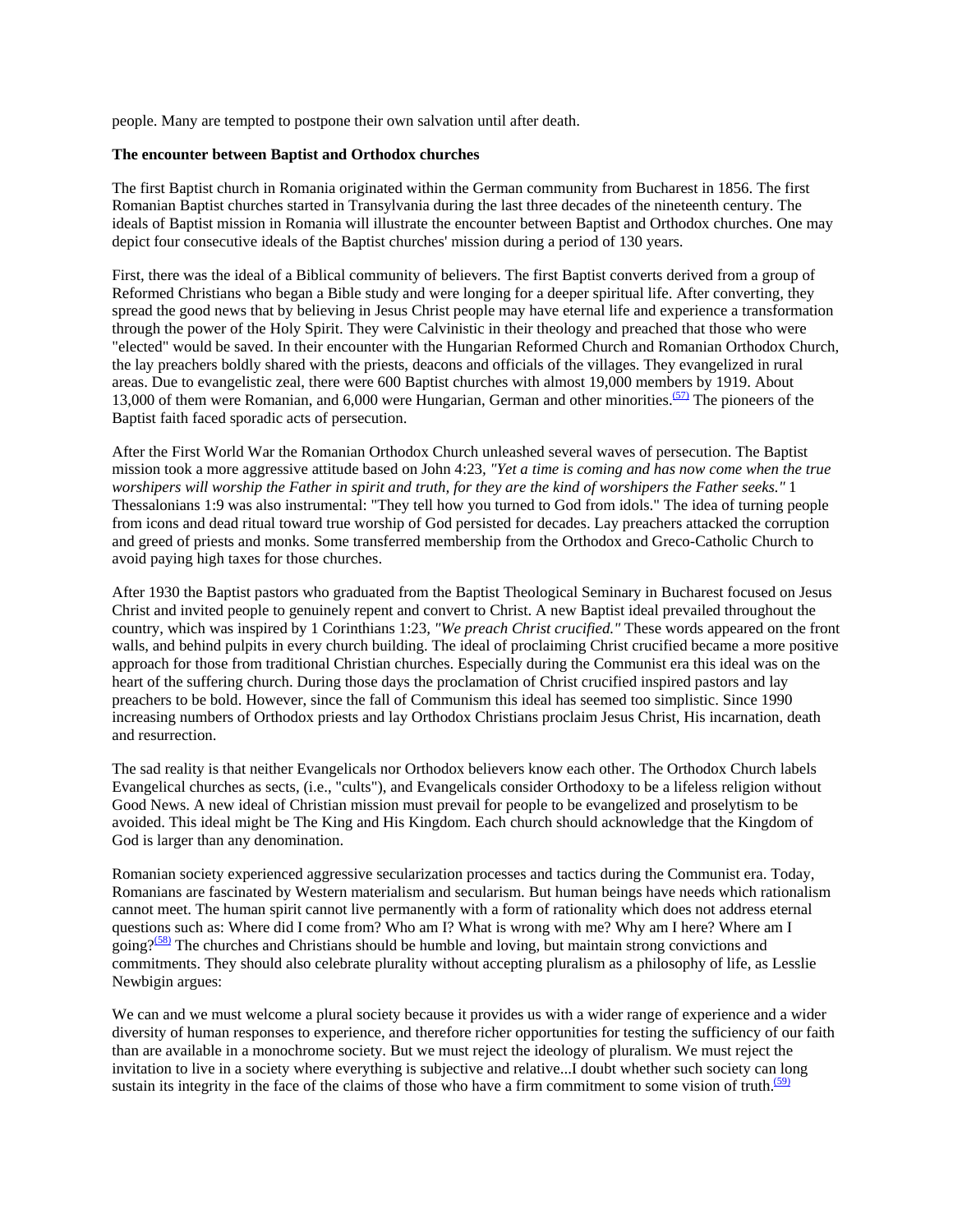people. Many are tempted to postpone their own salvation until after death.

**The encounter between Baptist and Orthodox churches**

The first Baptist church in Romania originated within the German community from Bucharest in 1856. The first Romanian Baptist churches started in Transylvania during the last three decades of the nineteenth century. The ideals of Baptist mission in Romania will illustrate the encounter between Baptist and Orthodox churches. One may depict four consecutive ideals of the Baptist churches' mission during a period of 130 years.

First, there was the ideal of a Biblical community of believers. The first Baptist converts derived from a group of Reformed Christians who began a Bible study and were longing for a deeper spiritual life. After converting, they spread the good news that by believing in Jesus Christ people may have eternal life and experience a transformation through the power of the Holy Spirit. They were Calvinistic in their theology and preached that those who were "elected" would be saved. In their encounter with the Hungarian Reformed Church and Romanian Orthodox Church, the lay preachers boldly shared with the priests, deacons and officials of the villages. They evangelized in rural areas. Due to evangelistic zeal, there were 600 Baptist churches with almost 19,000 members by 1919. About 13,000 of them were Romanian, and 6,000 were Hungarian, German and other minorities.[(57)] The pioneers of the Baptist faith faced sporadic acts of persecution.

After the First World War the Romanian Orthodox Church unleashed several waves of persecution. The Baptist mission took a more aggressive attitude based on John 4:23, *"Yet a time is coming and has now come when the true worshipers will worship the Father in spirit and truth, for they are the kind of worshipers the Father seeks."* 1 Thessalonians 1:9 was also instrumental: "They tell how you turned to God from idols." The idea of turning people from icons and dead ritual toward true worship of God persisted for decades. Lay preachers attacked the corruption and greed of priests and monks. Some transferred membership from the Orthodox and Greco-Catholic Church to avoid paying high taxes for those churches.

After 1930 the Baptist pastors who graduated from the Baptist Theological Seminary in Bucharest focused on Jesus Christ and invited people to genuinely repent and convert to Christ. A new Baptist ideal prevailed throughout the country, which was inspired by 1 Corinthians 1:23, *"We preach Christ crucified."* These words appeared on the front walls, and behind pulpits in every church building. The ideal of proclaiming Christ crucified became a more positive approach for those from traditional Christian churches. Especially during the Communist era this ideal was on the heart of the suffering church. During those days the proclamation of Christ crucified inspired pastors and lay preachers to be bold. However, since the fall of Communism this ideal has seemed too simplistic. Since 1990 increasing numbers of Orthodox priests and lay Orthodox Christians proclaim Jesus Christ, His incarnation, death and resurrection.

The sad reality is that neither Evangelicals nor Orthodox believers know each other. The Orthodox Church labels Evangelical churches as sects, (i.e., "cults"), and Evangelicals consider Orthodoxy to be a lifeless religion without Good News. A new ideal of Christian mission must prevail for people to be evangelized and proselytism to be avoided. This ideal might be The King and His Kingdom. Each church should acknowledge that the Kingdom of God is larger than any denomination.

Romanian society experienced aggressive secularization processes and tactics during the Communist era. Today, Romanians are fascinated by Western materialism and secularism. But human beings have needs which rationalism cannot meet. The human spirit cannot live permanently with a form of rationality which does not address eternal questions such as: Where did I come from? Who am I? What is wrong with me? Why am I here? Where am I going?[(58)] The churches and Christians should be humble and loving, but maintain strong convictions and commitments. They should also celebrate plurality without accepting pluralism as a philosophy of life, as Lesslie Newbigin argues:

We can and we must welcome a plural society because it provides us with a wider range of experience and a wider diversity of human responses to experience, and therefore richer opportunities for testing the sufficiency of our faith than are available in a monochrome society. But we must reject the ideology of pluralism. We must reject the invitation to live in a society where everything is subjective and relative...I doubt whether such society can long sustain its integrity in the face of the claims of those who have a firm commitment to some vision of truth.[(59)]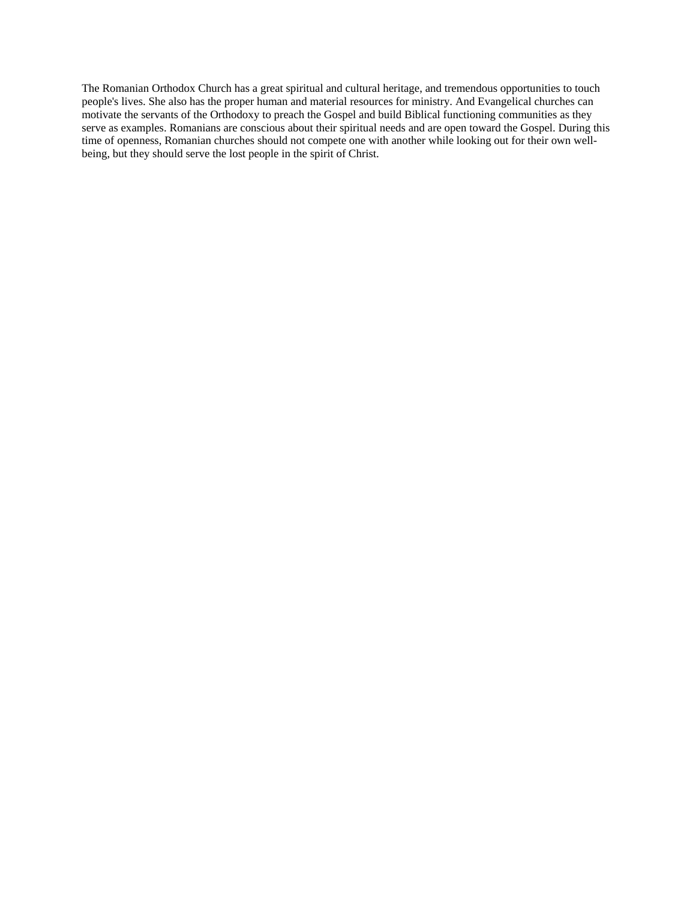The Romanian Orthodox Church has a great spiritual and cultural heritage, and tremendous opportunities to touch people's lives. She also has the proper human and material resources for ministry. And Evangelical churches can motivate the servants of the Orthodoxy to preach the Gospel and build Biblical functioning communities as they serve as examples. Romanians are conscious about their spiritual needs and are open toward the Gospel. During this time of openness, Romanian churches should not compete one with another while looking out for their own well-being, but they should serve the lost people in the spirit of Christ.